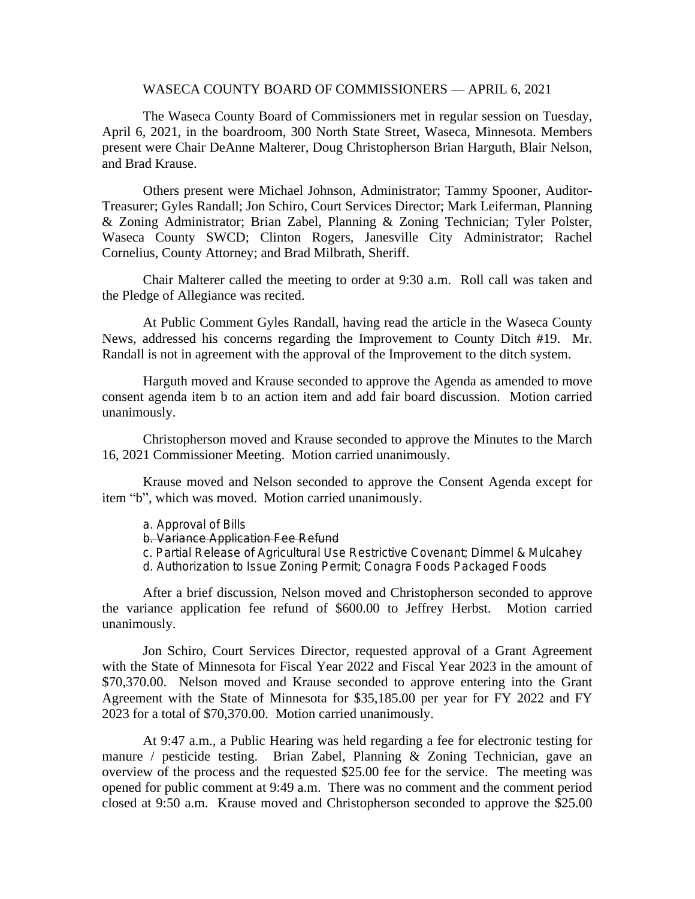# WASECA COUNTY BOARD OF COMMISSIONERS — APRIL 6, 2021

The Waseca County Board of Commissioners met in regular session on Tuesday, April 6, 2021, in the boardroom, 300 North State Street, Waseca, Minnesota. Members present were Chair DeAnne Malterer, Doug Christopherson Brian Harguth, Blair Nelson, and Brad Krause.

Others present were Michael Johnson, Administrator; Tammy Spooner, Auditor-Treasurer; Gyles Randall; Jon Schiro, Court Services Director; Mark Leiferman, Planning & Zoning Administrator; Brian Zabel, Planning & Zoning Technician; Tyler Polster, Waseca County SWCD; Clinton Rogers, Janesville City Administrator; Rachel Cornelius, County Attorney; and Brad Milbrath, Sheriff.

Chair Malterer called the meeting to order at 9:30 a.m. Roll call was taken and the Pledge of Allegiance was recited.

At Public Comment Gyles Randall, having read the article in the Waseca County News, addressed his concerns regarding the Improvement to County Ditch #19. Mr. Randall is not in agreement with the approval of the Improvement to the ditch system.

Harguth moved and Krause seconded to approve the Agenda as amended to move consent agenda item b to an action item and add fair board discussion. Motion carried unanimously.

Christopherson moved and Krause seconded to approve the Minutes to the March 16, 2021 Commissioner Meeting. Motion carried unanimously.

Krause moved and Nelson seconded to approve the Consent Agenda except for item "b", which was moved. Motion carried unanimously.

a. Approval of Bills
~~b. Variance Application Fee Refund~~
c. Partial Release of Agricultural Use Restrictive Covenant; Dimmel & Mulcahey
d. Authorization to Issue Zoning Permit; Conagra Foods Packaged Foods

After a brief discussion, Nelson moved and Christopherson seconded to approve the variance application fee refund of $600.00 to Jeffrey Herbst. Motion carried unanimously.

Jon Schiro, Court Services Director, requested approval of a Grant Agreement with the State of Minnesota for Fiscal Year 2022 and Fiscal Year 2023 in the amount of $70,370.00. Nelson moved and Krause seconded to approve entering into the Grant Agreement with the State of Minnesota for $35,185.00 per year for FY 2022 and FY 2023 for a total of $70,370.00. Motion carried unanimously.

At 9:47 a.m., a Public Hearing was held regarding a fee for electronic testing for manure / pesticide testing. Brian Zabel, Planning & Zoning Technician, gave an overview of the process and the requested $25.00 fee for the service. The meeting was opened for public comment at 9:49 a.m. There was no comment and the comment period closed at 9:50 a.m. Krause moved and Christopherson seconded to approve the $25.00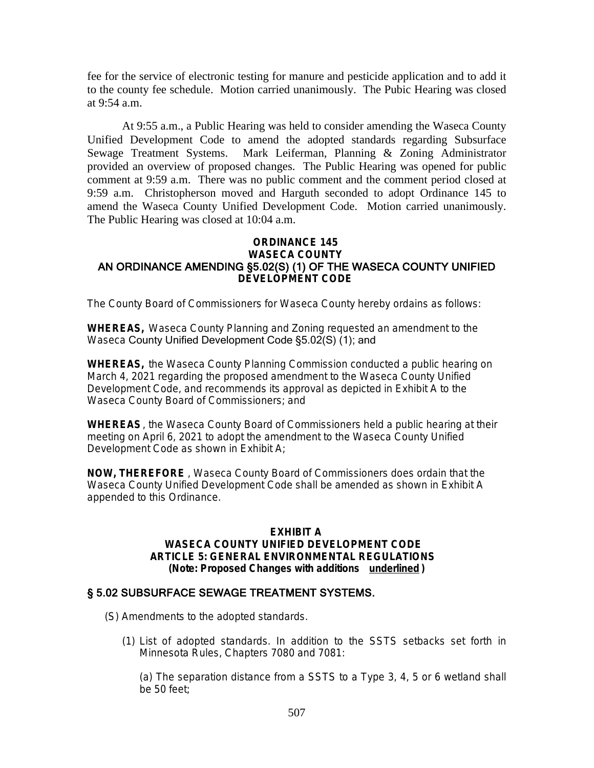fee for the service of electronic testing for manure and pesticide application and to add it to the county fee schedule. Motion carried unanimously. The Pubic Hearing was closed at 9:54 a.m.

At 9:55 a.m., a Public Hearing was held to consider amending the Waseca County Unified Development Code to amend the adopted standards regarding Subsurface Sewage Treatment Systems. Mark Leiferman, Planning & Zoning Administrator provided an overview of proposed changes. The Public Hearing was opened for public comment at 9:59 a.m. There was no public comment and the comment period closed at 9:59 a.m. Christopherson moved and Harguth seconded to adopt Ordinance 145 to amend the Waseca County Unified Development Code. Motion carried unanimously. The Public Hearing was closed at 10:04 a.m.

**ORDINANCE 145**
**WASECA COUNTY**
**AN ORDINANCE AMENDING §5.02(S) (1) OF THE WASECA COUNTY UNIFIED DEVELOPMENT CODE**

The County Board of Commissioners for Waseca County hereby ordains as follows:

**WHEREAS,** Waseca County Planning and Zoning requested an amendment to the Waseca County Unified Development Code §5.02(S) (1); and

**WHEREAS,** the Waseca County Planning Commission conducted a public hearing on March 4, 2021 regarding the proposed amendment to the Waseca County Unified Development Code, and recommends its approval as depicted in Exhibit A to the Waseca County Board of Commissioners; and

**WHEREAS**, the Waseca County Board of Commissioners held a public hearing at their meeting on April 6, 2021 to adopt the amendment to the Waseca County Unified Development Code as shown in Exhibit A;

**NOW, THEREFORE**, Waseca County Board of Commissioners does ordain that the Waseca County Unified Development Code shall be amended as shown in Exhibit A appended to this Ordinance.

**EXHIBIT A**
**WASECA COUNTY UNIFIED DEVELOPMENT CODE**
**ARTICLE 5: GENERAL ENVIRONMENTAL REGULATIONS**
**(Note: Proposed Changes with additions <u>underlined</u>)**

## § 5.02 SUBSURFACE SEWAGE TREATMENT SYSTEMS.

(S) Amendments to the adopted standards.

(1) List of adopted standards. In addition to the SSTS setbacks set forth in Minnesota Rules, Chapters 7080 and 7081:

(a) The separation distance from a SSTS to a Type 3, 4, 5 or 6 wetland shall be 50 feet;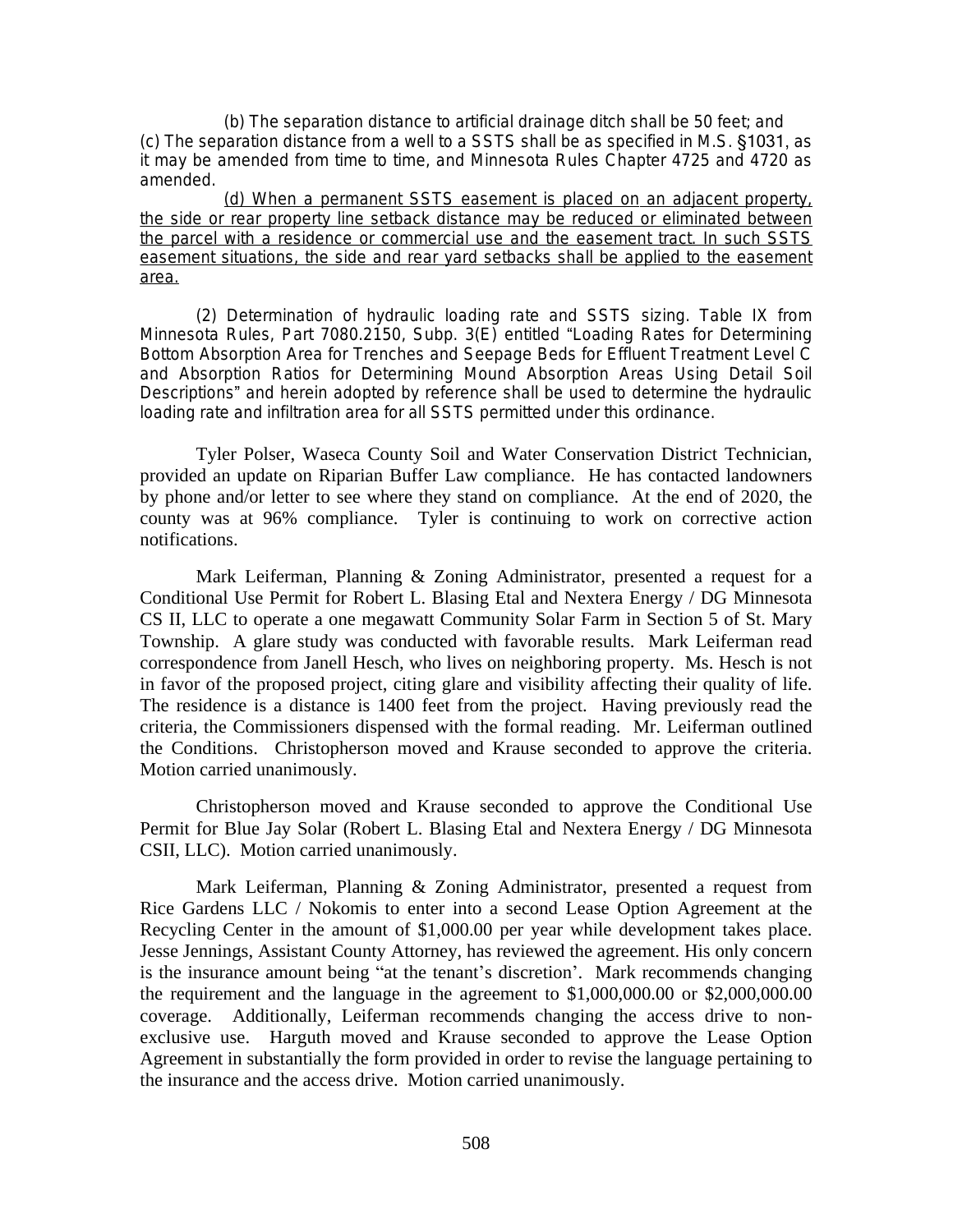(b) The separation distance to artificial drainage ditch shall be 50 feet; and
(c) The separation distance from a well to a SSTS shall be as specified in M.S. §1031, as it may be amended from time to time, and Minnesota Rules Chapter 4725 and 4720 as amended.

<u>(d) When a permanent SSTS easement is placed on an adjacent property, the side or rear property line setback distance may be reduced or eliminated between the parcel with a residence or commercial use and the easement tract. In such SSTS easement situations, the side and rear yard setbacks shall be applied to the easement area.</u>

(2) Determination of hydraulic loading rate and SSTS sizing. Table IX from Minnesota Rules, Part 7080.2150, Subp. 3(E) entitled "Loading Rates for Determining Bottom Absorption Area for Trenches and Seepage Beds for Effluent Treatment Level C and Absorption Ratios for Determining Mound Absorption Areas Using Detail Soil Descriptions" and herein adopted by reference shall be used to determine the hydraulic loading rate and infiltration area for all SSTS permitted under this ordinance.

Tyler Polser, Waseca County Soil and Water Conservation District Technician, provided an update on Riparian Buffer Law compliance. He has contacted landowners by phone and/or letter to see where they stand on compliance. At the end of 2020, the county was at 96% compliance. Tyler is continuing to work on corrective action notifications.

Mark Leiferman, Planning & Zoning Administrator, presented a request for a Conditional Use Permit for Robert L. Blasing Etal and Nextera Energy / DG Minnesota CS II, LLC to operate a one megawatt Community Solar Farm in Section 5 of St. Mary Township. A glare study was conducted with favorable results. Mark Leiferman read correspondence from Janell Hesch, who lives on neighboring property. Ms. Hesch is not in favor of the proposed project, citing glare and visibility affecting their quality of life. The residence is a distance is 1400 feet from the project. Having previously read the criteria, the Commissioners dispensed with the formal reading. Mr. Leiferman outlined the Conditions. Christopherson moved and Krause seconded to approve the criteria. Motion carried unanimously.

Christopherson moved and Krause seconded to approve the Conditional Use Permit for Blue Jay Solar (Robert L. Blasing Etal and Nextera Energy / DG Minnesota CSII, LLC). Motion carried unanimously.

Mark Leiferman, Planning & Zoning Administrator, presented a request from Rice Gardens LLC / Nokomis to enter into a second Lease Option Agreement at the Recycling Center in the amount of $1,000.00 per year while development takes place. Jesse Jennings, Assistant County Attorney, has reviewed the agreement. His only concern is the insurance amount being "at the tenant's discretion'. Mark recommends changing the requirement and the language in the agreement to $1,000,000.00 or $2,000,000.00 coverage. Additionally, Leiferman recommends changing the access drive to non-exclusive use. Harguth moved and Krause seconded to approve the Lease Option Agreement in substantially the form provided in order to revise the language pertaining to the insurance and the access drive. Motion carried unanimously.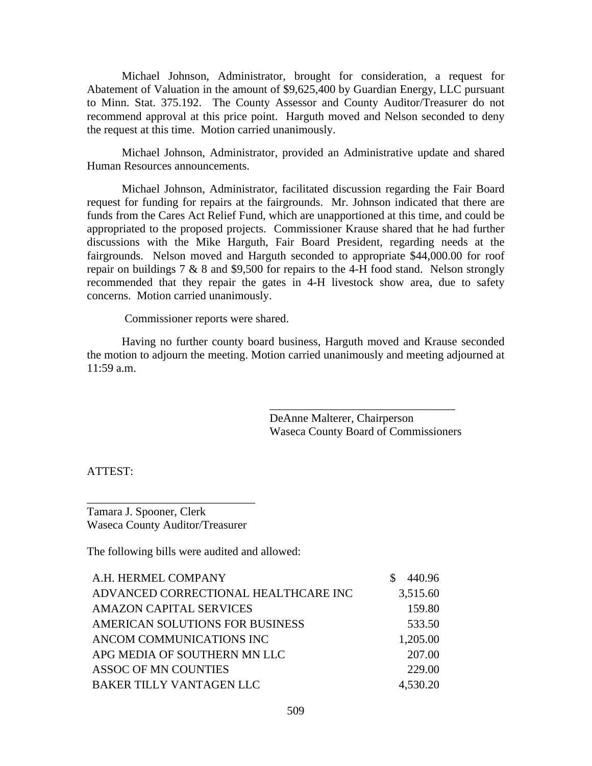Michael Johnson, Administrator, brought for consideration, a request for Abatement of Valuation in the amount of $9,625,400 by Guardian Energy, LLC pursuant to Minn. Stat. 375.192. The County Assessor and County Auditor/Treasurer do not recommend approval at this price point. Harguth moved and Nelson seconded to deny the request at this time. Motion carried unanimously.

Michael Johnson, Administrator, provided an Administrative update and shared Human Resources announcements.

Michael Johnson, Administrator, facilitated discussion regarding the Fair Board request for funding for repairs at the fairgrounds. Mr. Johnson indicated that there are funds from the Cares Act Relief Fund, which are unapportioned at this time, and could be appropriated to the proposed projects. Commissioner Krause shared that he had further discussions with the Mike Harguth, Fair Board President, regarding needs at the fairgrounds. Nelson moved and Harguth seconded to appropriate $44,000.00 for roof repair on buildings 7 & 8 and $9,500 for repairs to the 4-H food stand. Nelson strongly recommended that they repair the gates in 4-H livestock show area, due to safety concerns. Motion carried unanimously.

Commissioner reports were shared.

Having no further county board business, Harguth moved and Krause seconded the motion to adjourn the meeting. Motion carried unanimously and meeting adjourned at 11:59 a.m.

\_\_\_\_\_\_\_\_\_\_\_\_\_\_\_\_\_\_\_\_\_\_\_\_\_\_\_\_\_\_\_\_
DeAnne Malterer, Chairperson
Waseca County Board of Commissioners

ATTEST:

\_\_\_\_\_\_\_\_\_\_\_\_\_\_\_\_\_\_\_\_\_\_\_\_\_\_\_\_\_\_
Tamara J. Spooner, Clerk
Waseca County Auditor/Treasurer

The following bills were audited and allowed:

| | |
|---|---|
| A.H. HERMEL COMPANY | $ 440.96 |
| ADVANCED CORRECTIONAL HEALTHCARE INC | 3,515.60 |
| AMAZON CAPITAL SERVICES | 159.80 |
| AMERICAN SOLUTIONS FOR BUSINESS | 533.50 |
| ANCOM COMMUNICATIONS INC | 1,205.00 |
| APG MEDIA OF SOUTHERN MN LLC | 207.00 |
| ASSOC OF MN COUNTIES | 229.00 |
| BAKER TILLY VANTAGEN LLC | 4,530.20 |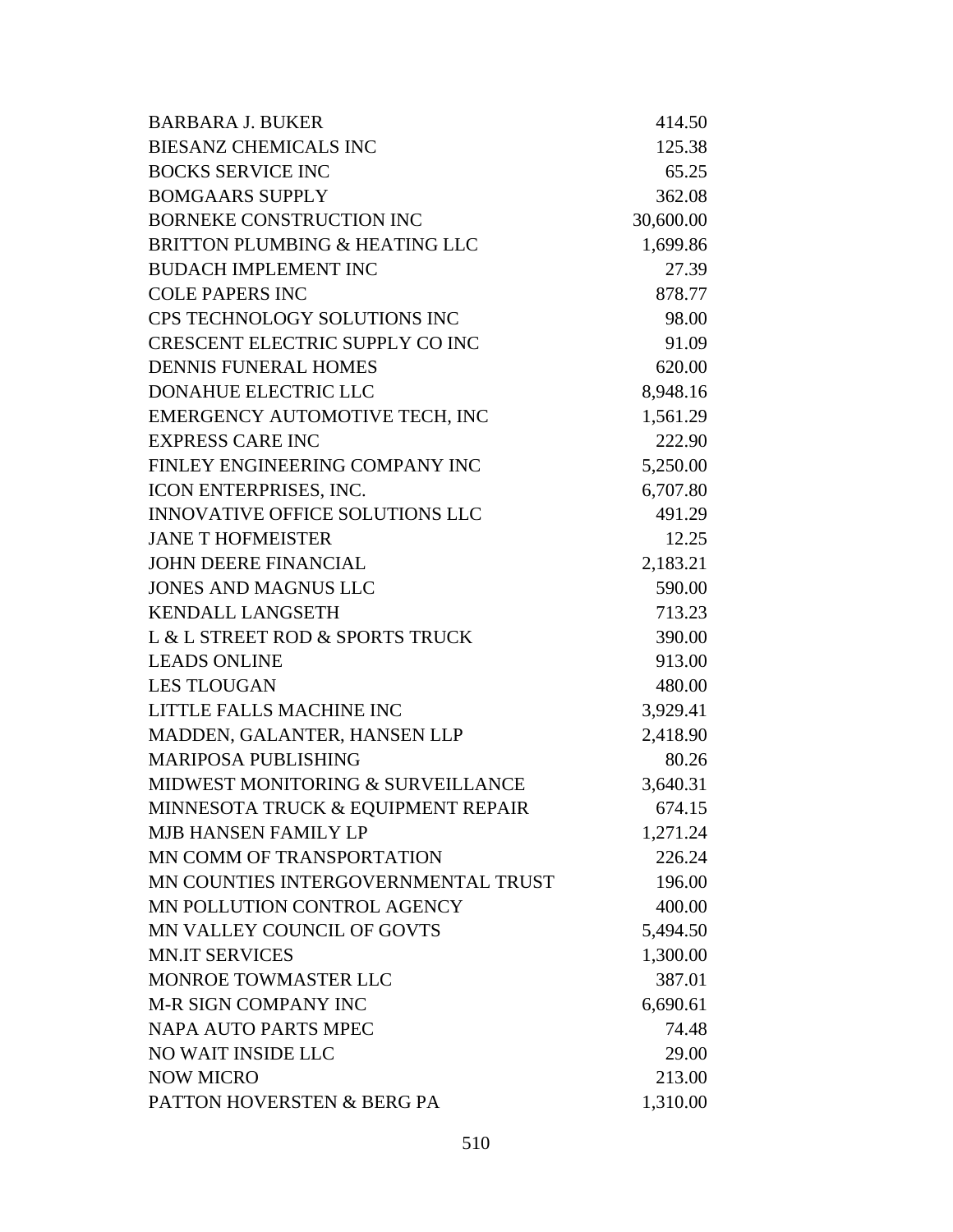| | |
|---|---:|
| BARBARA J. BUKER | 414.50 |
| BIESANZ CHEMICALS INC | 125.38 |
| BOCKS SERVICE INC | 65.25 |
| BOMGAARS SUPPLY | 362.08 |
| BORNEKE CONSTRUCTION INC | 30,600.00 |
| BRITTON PLUMBING & HEATING LLC | 1,699.86 |
| BUDACH IMPLEMENT INC | 27.39 |
| COLE PAPERS INC | 878.77 |
| CPS TECHNOLOGY SOLUTIONS INC | 98.00 |
| CRESCENT ELECTRIC SUPPLY CO INC | 91.09 |
| DENNIS FUNERAL HOMES | 620.00 |
| DONAHUE ELECTRIC LLC | 8,948.16 |
| EMERGENCY AUTOMOTIVE TECH, INC | 1,561.29 |
| EXPRESS CARE INC | 222.90 |
| FINLEY ENGINEERING COMPANY INC | 5,250.00 |
| ICON ENTERPRISES, INC. | 6,707.80 |
| INNOVATIVE OFFICE SOLUTIONS LLC | 491.29 |
| JANE T HOFMEISTER | 12.25 |
| JOHN DEERE FINANCIAL | 2,183.21 |
| JONES AND MAGNUS LLC | 590.00 |
| KENDALL LANGSETH | 713.23 |
| L & L STREET ROD & SPORTS TRUCK | 390.00 |
| LEADS ONLINE | 913.00 |
| LES TLOUGAN | 480.00 |
| LITTLE FALLS MACHINE INC | 3,929.41 |
| MADDEN, GALANTER, HANSEN LLP | 2,418.90 |
| MARIPOSA PUBLISHING | 80.26 |
| MIDWEST MONITORING & SURVEILLANCE | 3,640.31 |
| MINNESOTA TRUCK & EQUIPMENT REPAIR | 674.15 |
| MJB HANSEN FAMILY LP | 1,271.24 |
| MN COMM OF TRANSPORTATION | 226.24 |
| MN COUNTIES INTERGOVERNMENTAL TRUST | 196.00 |
| MN POLLUTION CONTROL AGENCY | 400.00 |
| MN VALLEY COUNCIL OF GOVTS | 5,494.50 |
| MN.IT SERVICES | 1,300.00 |
| MONROE TOWMASTER LLC | 387.01 |
| M-R SIGN COMPANY INC | 6,690.61 |
| NAPA AUTO PARTS MPEC | 74.48 |
| NO WAIT INSIDE LLC | 29.00 |
| NOW MICRO | 213.00 |
| PATTON HOVERSTEN & BERG PA | 1,310.00 |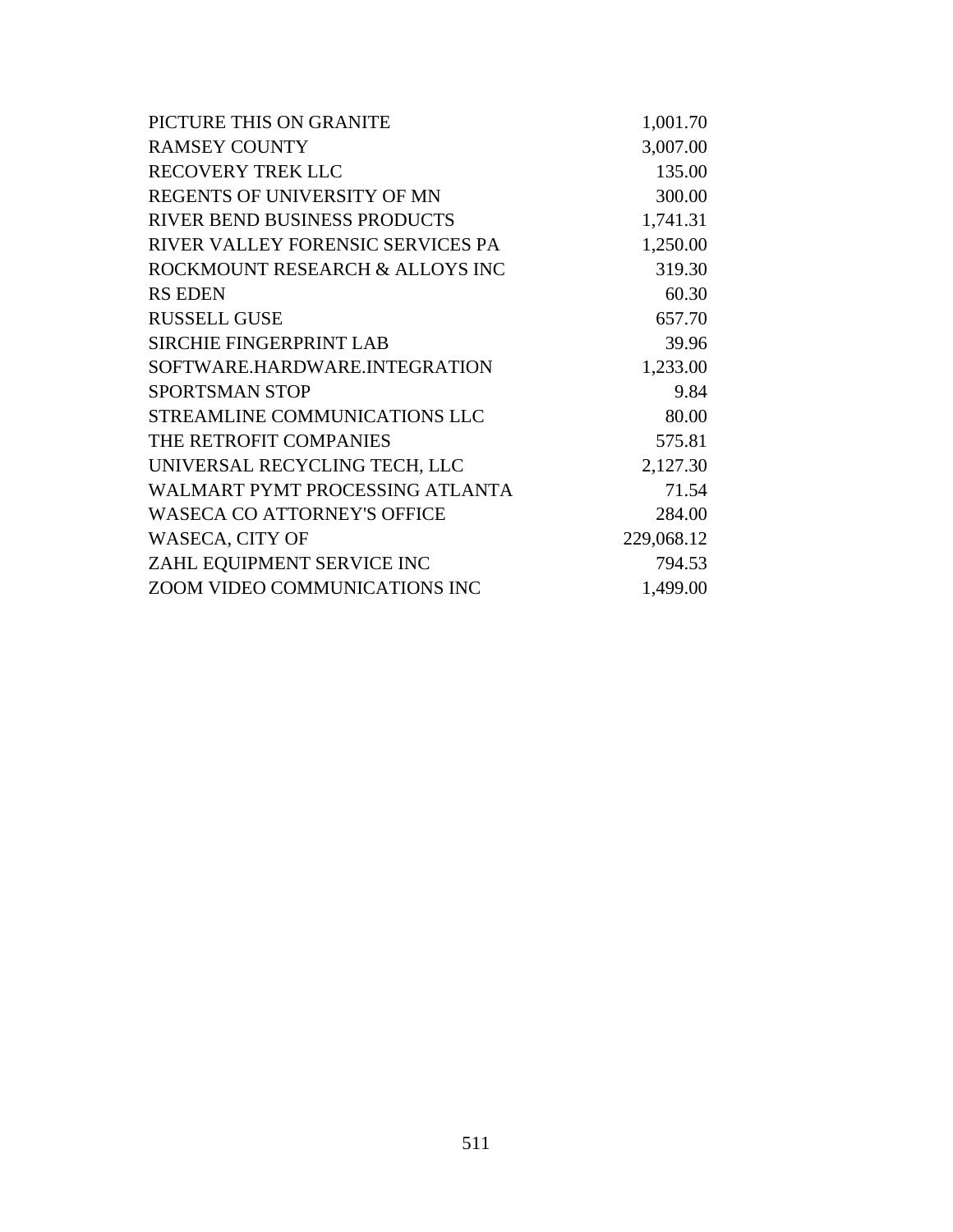| | |
|---|---|
| PICTURE THIS ON GRANITE | 1,001.70 |
| RAMSEY COUNTY | 3,007.00 |
| RECOVERY TREK LLC | 135.00 |
| REGENTS OF UNIVERSITY OF MN | 300.00 |
| RIVER BEND BUSINESS PRODUCTS | 1,741.31 |
| RIVER VALLEY FORENSIC SERVICES PA | 1,250.00 |
| ROCKMOUNT RESEARCH & ALLOYS INC | 319.30 |
| RS EDEN | 60.30 |
| RUSSELL GUSE | 657.70 |
| SIRCHIE FINGERPRINT LAB | 39.96 |
| SOFTWARE.HARDWARE.INTEGRATION | 1,233.00 |
| SPORTSMAN STOP | 9.84 |
| STREAMLINE COMMUNICATIONS LLC | 80.00 |
| THE RETROFIT COMPANIES | 575.81 |
| UNIVERSAL RECYCLING TECH, LLC | 2,127.30 |
| WALMART PYMT PROCESSING ATLANTA | 71.54 |
| WASECA CO ATTORNEY'S OFFICE | 284.00 |
| WASECA, CITY OF | 229,068.12 |
| ZAHL EQUIPMENT SERVICE INC | 794.53 |
| ZOOM VIDEO COMMUNICATIONS INC | 1,499.00 |